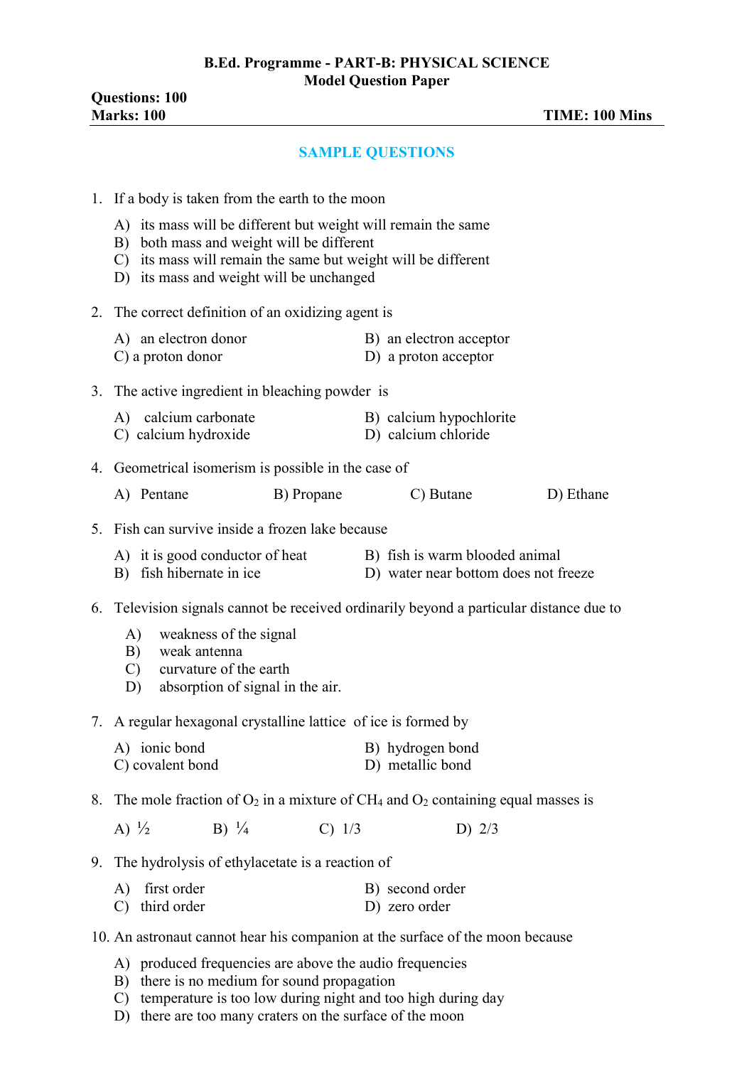**B.Ed. Programme - PART-B: PHYSICAL SCIENCE**
**Model Question Paper**

**Questions: 100**
**Marks: 100** **TIME: 100 Mins**

## SAMPLE QUESTIONS

1. If a body is taken from the earth to the moon

   A) its mass will be different but weight will remain the same
   B) both mass and weight will be different
   C) its mass will remain the same but weight will be different
   D) its mass and weight will be unchanged

2. The correct definition of an oxidizing agent is

   A) an electron donor
   B) an electron acceptor
   C) a proton donor
   D) a proton acceptor

3. The active ingredient in bleaching powder is

   A) calcium carbonate
   B) calcium hypochlorite
   C) calcium hydroxide
   D) calcium chloride

4. Geometrical isomerism is possible in the case of

   A) Pentane B) Propane C) Butane D) Ethane

5. Fish can survive inside a frozen lake because

   A) it is good conductor of heat
   B) fish is warm blooded animal
   B) fish hibernate in ice
   D) water near bottom does not freeze

6. Television signals cannot be received ordinarily beyond a particular distance due to

   A) weakness of the signal
   B) weak antenna
   C) curvature of the earth
   D) absorption of signal in the air.

7. A regular hexagonal crystalline lattice of ice is formed by

   A) ionic bond
   B) hydrogen bond
   C) covalent bond
   D) metallic bond

8. The mole fraction of $O_2$ in a mixture of $CH_4$ and $O_2$ containing equal masses is

   A) ½ B) ¼ C) 1/3 D) 2/3

9. The hydrolysis of ethylacetate is a reaction of

   A) first order
   B) second order
   C) third order
   D) zero order

10. An astronaut cannot hear his companion at the surface of the moon because

    A) produced frequencies are above the audio frequencies
    B) there is no medium for sound propagation
    C) temperature is too low during night and too high during day
    D) there are too many craters on the surface of the moon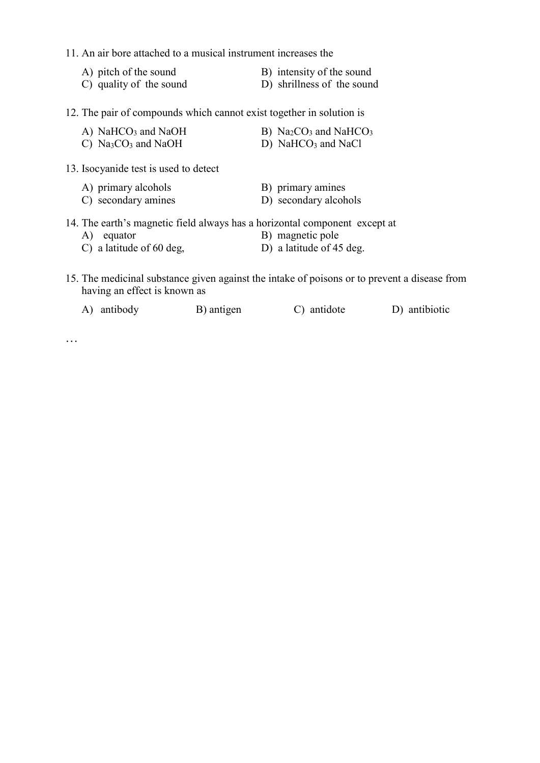11. An air bore attached to a musical instrument increases the

    A) pitch of the sound
    B) intensity of the sound
    C) quality of the sound
    D) shrillness of the sound

12. The pair of compounds which cannot exist together in solution is

    A) $NaHCO_3$ and $NaOH$
    B) $Na_2CO_3$ and $NaHCO_3$
    C) $Na_3CO_3$ and $NaOH$
    D) $NaHCO_3$ and $NaCl$

13. Isocyanide test is used to detect

    A) primary alcohols
    B) primary amines
    C) secondary amines
    D) secondary alcohols

14. The earth's magnetic field always has a horizontal component except at

    A) equator
    B) magnetic pole
    C) a latitude of 60 deg,
    D) a latitude of 45 deg.

15. The medicinal substance given against the intake of poisons or to prevent a disease from having an effect is known as

    A) antibody
    B) antigen
    C) antidote
    D) antibiotic

…